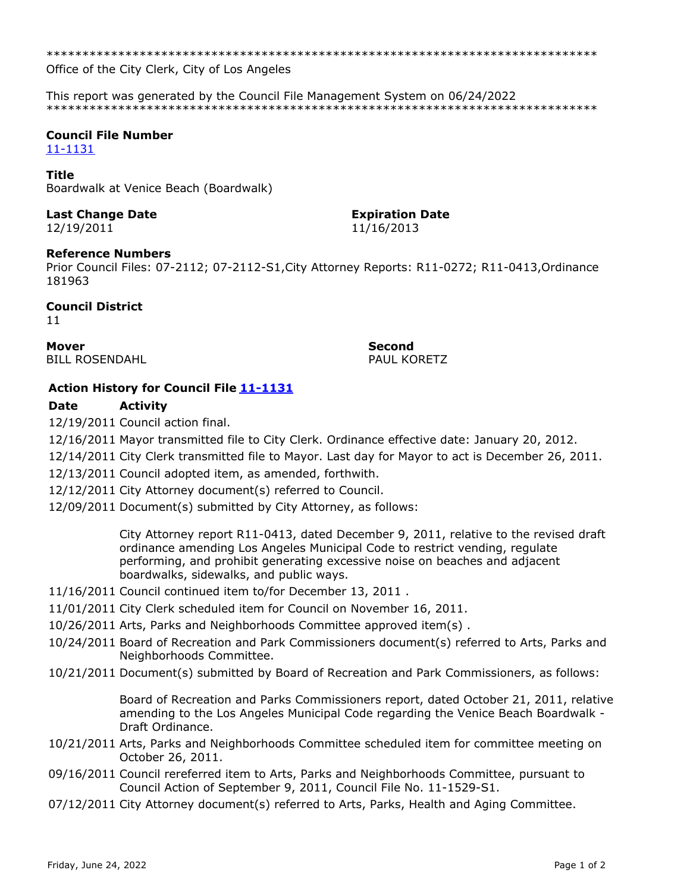******************************************************************************
Office of the City Clerk, City of Los Angeles

This report was generated by the Council File Management System on 06/24/2022
******************************************************************************

**Council File Number**
11-1131

**Title**
Boardwalk at Venice Beach (Boardwalk)

**Last Change Date**
12/19/2011

**Expiration Date**
11/16/2013

**Reference Numbers**
Prior Council Files: 07-2112; 07-2112-S1,City Attorney Reports: R11-0272; R11-0413,Ordinance 181963

**Council District**
11

**Mover**
BILL ROSENDAHL

**Second**
PAUL KORETZ

**Action History for Council File 11-1131**

| Date | Activity |
|---|---|
| 12/19/2011 | Council action final. |
| 12/16/2011 | Mayor transmitted file to City Clerk. Ordinance effective date: January 20, 2012. |
| 12/14/2011 | City Clerk transmitted file to Mayor. Last day for Mayor to act is December 26, 2011. |
| 12/13/2011 | Council adopted item, as amended, forthwith. |
| 12/12/2011 | City Attorney document(s) referred to Council. |
| 12/09/2011 | Document(s) submitted by City Attorney, as follows:<br><br>City Attorney report R11-0413, dated December 9, 2011, relative to the revised draft ordinance amending Los Angeles Municipal Code to restrict vending, regulate performing, and prohibit generating excessive noise on beaches and adjacent boardwalks, sidewalks, and public ways. |
| 11/16/2011 | Council continued item to/for December 13, 2011 . |
| 11/01/2011 | City Clerk scheduled item for Council on November 16, 2011. |
| 10/26/2011 | Arts, Parks and Neighborhoods Committee approved item(s) . |
| 10/24/2011 | Board of Recreation and Park Commissioners document(s) referred to Arts, Parks and Neighborhoods Committee. |
| 10/21/2011 | Document(s) submitted by Board of Recreation and Park Commissioners, as follows:<br><br>Board of Recreation and Parks Commissioners report, dated October 21, 2011, relative amending to the Los Angeles Municipal Code regarding the Venice Beach Boardwalk - Draft Ordinance. |
| 10/21/2011 | Arts, Parks and Neighborhoods Committee scheduled item for committee meeting on October 26, 2011. |
| 09/16/2011 | Council rereferred item to Arts, Parks and Neighborhoods Committee, pursuant to Council Action of September 9, 2011, Council File No. 11-1529-S1. |
| 07/12/2011 | City Attorney document(s) referred to Arts, Parks, Health and Aging Committee. |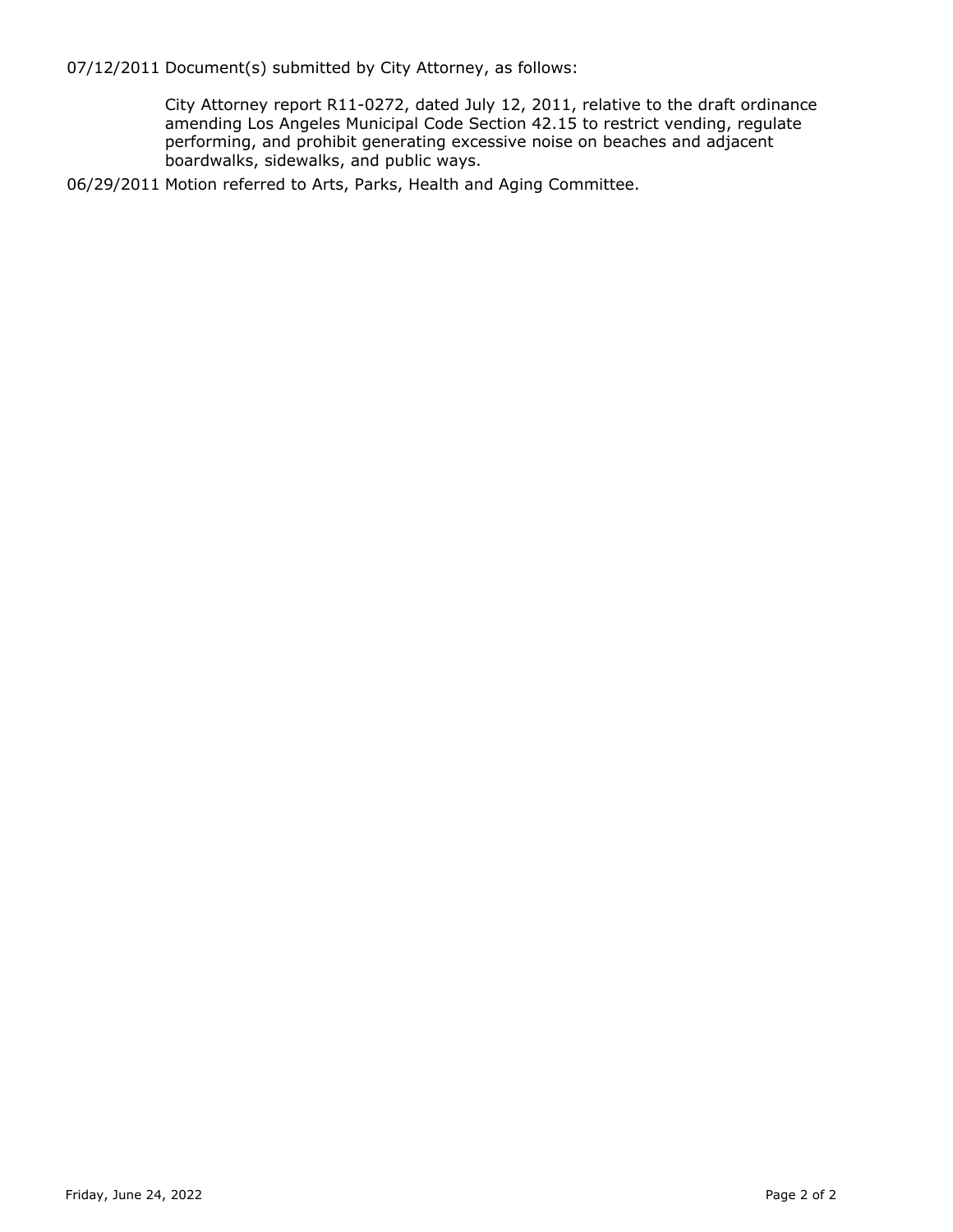07/12/2011 Document(s) submitted by City Attorney, as follows:

City Attorney report R11-0272, dated July 12, 2011, relative to the draft ordinance amending Los Angeles Municipal Code Section 42.15 to restrict vending, regulate performing, and prohibit generating excessive noise on beaches and adjacent boardwalks, sidewalks, and public ways.

06/29/2011 Motion referred to Arts, Parks, Health and Aging Committee.